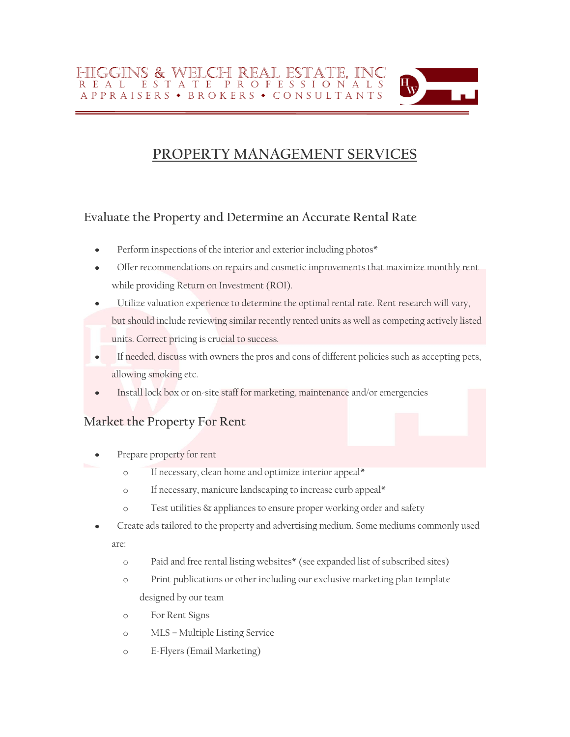HIGGINS & WELCH REAL ESTATE, INC
REAL ESTATE PROFESSIONALS
APPRAISERS • BROKERS • CONSULTANTS

# PROPERTY MANAGEMENT SERVICES

## Evaluate the Property and Determine an Accurate Rental Rate

- Perform inspections of the interior and exterior including photos*
- Offer recommendations on repairs and cosmetic improvements that maximize monthly rent while providing Return on Investment (ROI).
- Utilize valuation experience to determine the optimal rental rate. Rent research will vary, but should include reviewing similar recently rented units as well as competing actively listed units. Correct pricing is crucial to success.
- If needed, discuss with owners the pros and cons of different policies such as accepting pets, allowing smoking etc.
- Install lock box or on-site staff for marketing, maintenance and/or emergencies

## Market the Property For Rent

- Prepare property for rent
  - If necessary, clean home and optimize interior appeal*
  - If necessary, manicure landscaping to increase curb appeal*
  - Test utilities & appliances to ensure proper working order and safety
- Create ads tailored to the property and advertising medium. Some mediums commonly used are:
  - Paid and free rental listing websites* (see expanded list of subscribed sites)
  - Print publications or other including our exclusive marketing plan template designed by our team
  - For Rent Signs
  - MLS – Multiple Listing Service
  - E-Flyers (Email Marketing)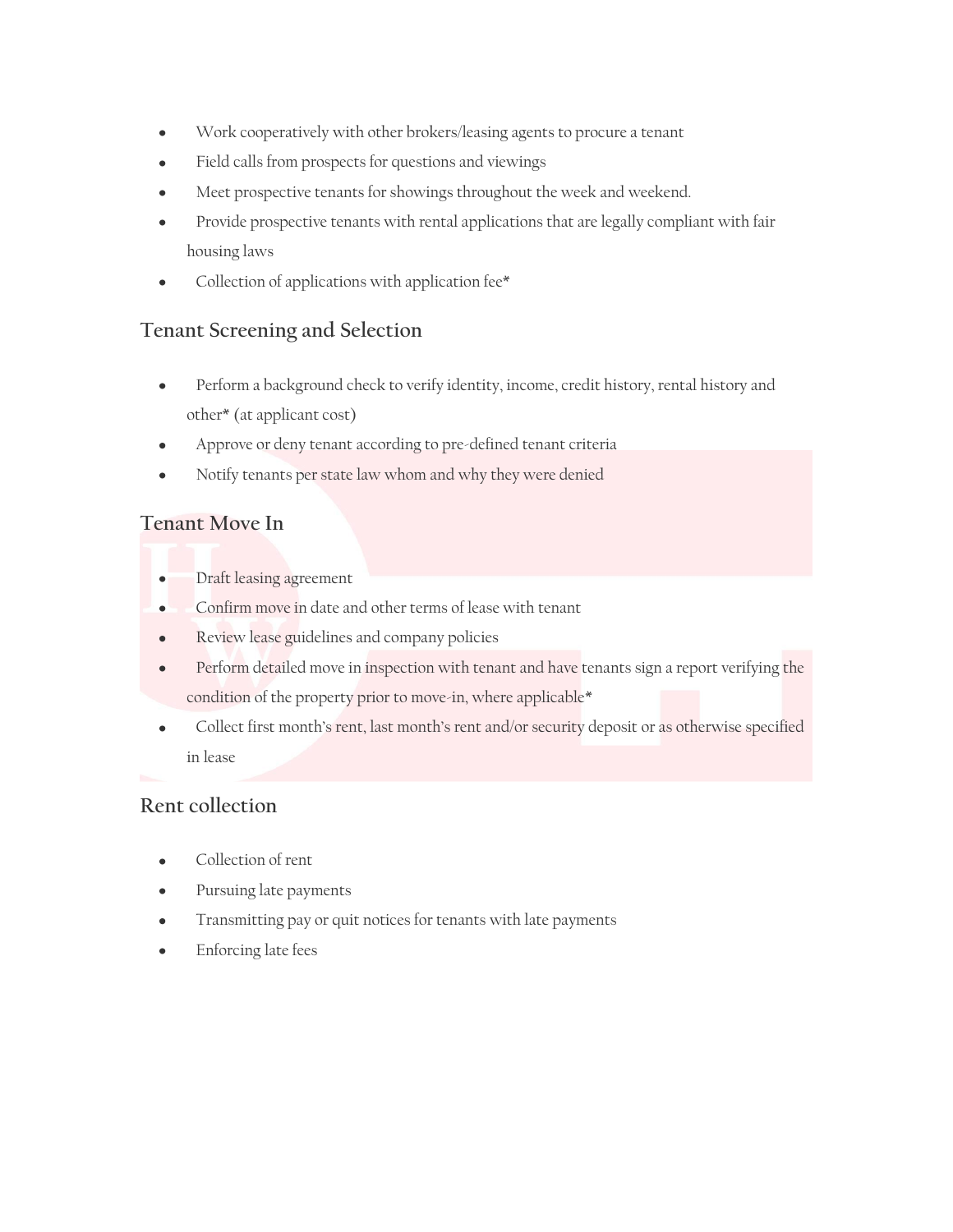- Work cooperatively with other brokers/leasing agents to procure a tenant
- Field calls from prospects for questions and viewings
- Meet prospective tenants for showings throughout the week and weekend.
- Provide prospective tenants with rental applications that are legally compliant with fair housing laws
- Collection of applications with application fee*

## Tenant Screening and Selection

- Perform a background check to verify identity, income, credit history, rental history and other* (at applicant cost)
- Approve or deny tenant according to pre-defined tenant criteria
- Notify tenants per state law whom and why they were denied

## Tenant Move In

- Draft leasing agreement
- Confirm move in date and other terms of lease with tenant
- Review lease guidelines and company policies
- Perform detailed move in inspection with tenant and have tenants sign a report verifying the condition of the property prior to move-in, where applicable*
- Collect first month's rent, last month's rent and/or security deposit or as otherwise specified in lease

## Rent collection

- Collection of rent
- Pursuing late payments
- Transmitting pay or quit notices for tenants with late payments
- Enforcing late fees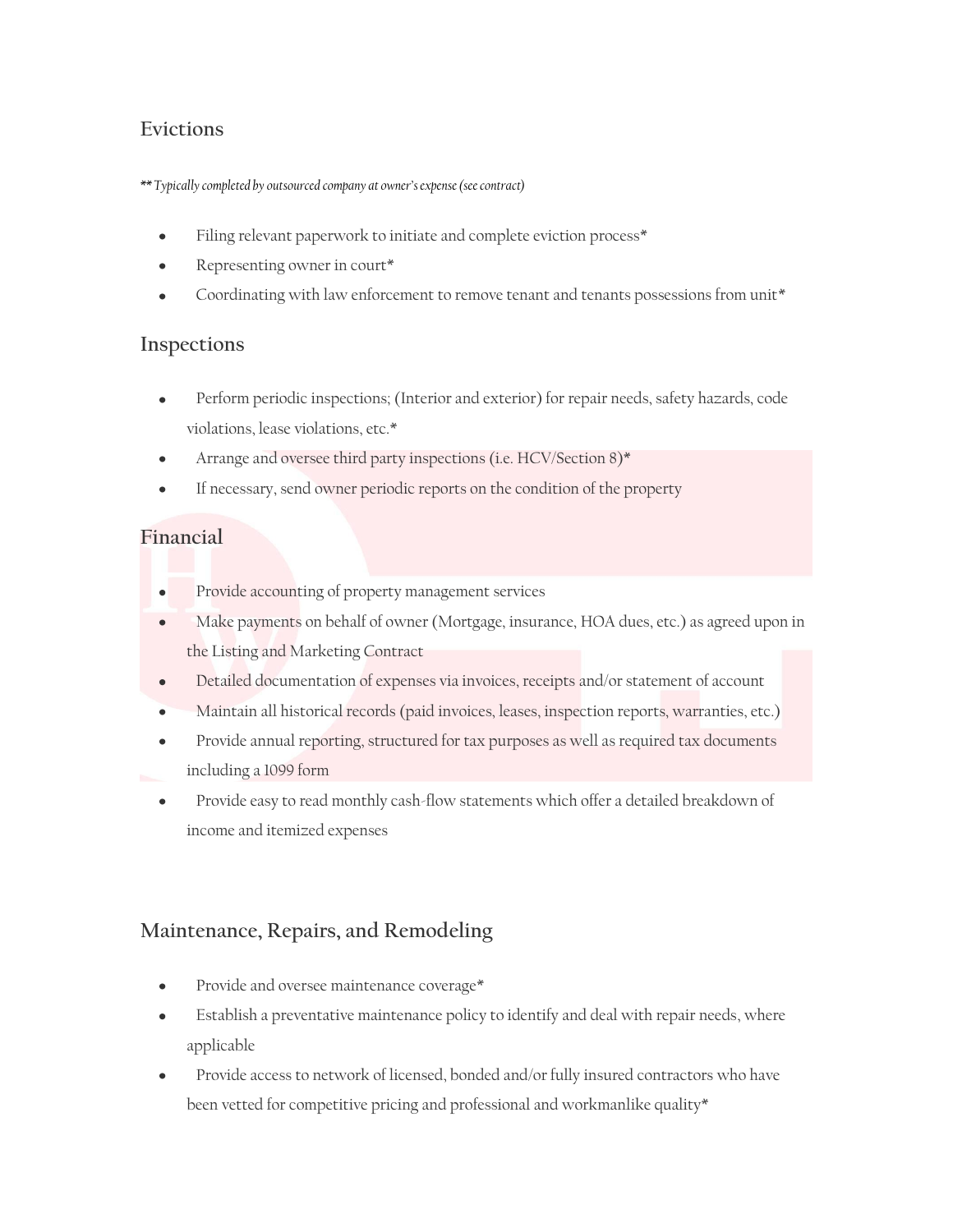## Evictions

*** Typically completed by outsourced company at owner's expense (see contract)*

- Filing relevant paperwork to initiate and complete eviction process*
- Representing owner in court*
- Coordinating with law enforcement to remove tenant and tenants possessions from unit*

## Inspections

- Perform periodic inspections; (Interior and exterior) for repair needs, safety hazards, code violations, lease violations, etc.*
- Arrange and oversee third party inspections (i.e. HCV/Section 8)*
- If necessary, send owner periodic reports on the condition of the property

## Financial

- Provide accounting of property management services
- Make payments on behalf of owner (Mortgage, insurance, HOA dues, etc.) as agreed upon in the Listing and Marketing Contract
- Detailed documentation of expenses via invoices, receipts and/or statement of account
- Maintain all historical records (paid invoices, leases, inspection reports, warranties, etc.)
- Provide annual reporting, structured for tax purposes as well as required tax documents including a 1099 form
- Provide easy to read monthly cash-flow statements which offer a detailed breakdown of income and itemized expenses

## Maintenance, Repairs, and Remodeling

- Provide and oversee maintenance coverage*
- Establish a preventative maintenance policy to identify and deal with repair needs, where applicable
- Provide access to network of licensed, bonded and/or fully insured contractors who have been vetted for competitive pricing and professional and workmanlike quality*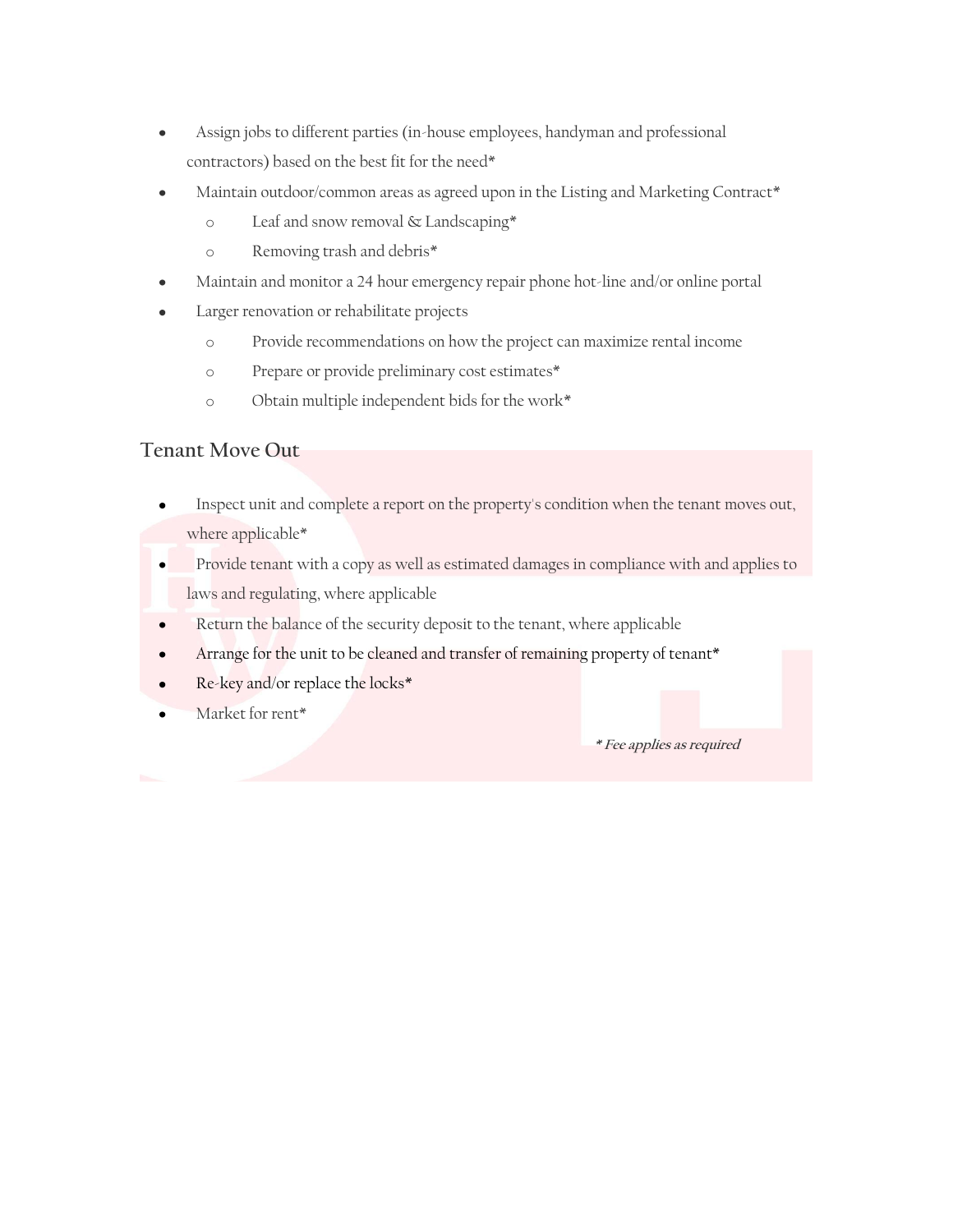- Assign jobs to different parties (in-house employees, handyman and professional contractors) based on the best fit for the need*
- Maintain outdoor/common areas as agreed upon in the Listing and Marketing Contract*
  - Leaf and snow removal & Landscaping*
  - Removing trash and debris*
- Maintain and monitor a 24 hour emergency repair phone hot-line and/or online portal
- Larger renovation or rehabilitate projects
  - Provide recommendations on how the project can maximize rental income
  - Prepare or provide preliminary cost estimates*
  - Obtain multiple independent bids for the work*

## Tenant Move Out

- Inspect unit and complete a report on the property's condition when the tenant moves out, where applicable*
- Provide tenant with a copy as well as estimated damages in compliance with and applies to laws and regulating, where applicable
- Return the balance of the security deposit to the tenant, where applicable
- Arrange for the unit to be cleaned and transfer of remaining property of tenant*
- Re-key and/or replace the locks*
- Market for rent*

*\* Fee applies as required*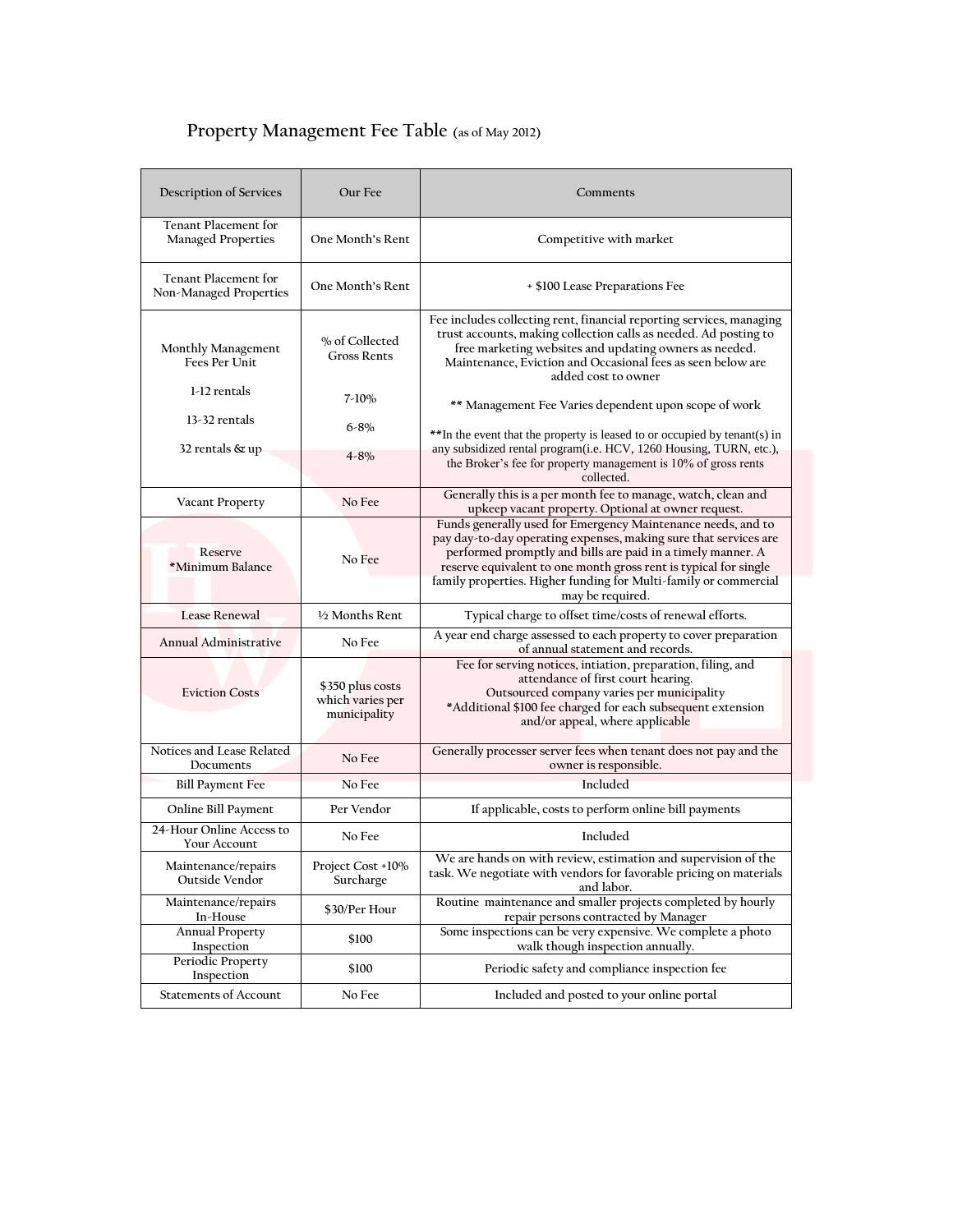## Property Management Fee Table (as of May 2012)

| Description of Services | Our Fee | Comments |
|---|---|---|
| Tenant Placement for Managed Properties | One Month's Rent | Competitive with market |
| Tenant Placement for Non-Managed Properties | One Month's Rent | + $100 Lease Preparations Fee |
| Monthly Management Fees Per Unit<br><br>1-12 rentals<br><br>13-32 rentals<br><br>32 rentals & up | % of Collected Gross Rents<br><br>7-10%<br><br>6-8%<br><br>4-8% | Fee includes collecting rent, financial reporting services, managing trust accounts, making collection calls as needed. Ad posting to free marketing websites and updating owners as needed. Maintenance, Eviction and Occasional fees as seen below are added cost to owner<br><br>** Management Fee Varies dependent upon scope of work<br><br>**In the event that the property is leased to or occupied by tenant(s) in any subsidized rental program(i.e. HCV, 1260 Housing, TURN, etc.), the Broker's fee for property management is 10% of gross rents collected. |
| Vacant Property | No Fee | Generally this is a per month fee to manage, watch, clean and upkeep vacant property. Optional at owner request. |
| Reserve<br>*Minimum Balance | No Fee | Funds generally used for Emergency Maintenance needs, and to pay day-to-day operating expenses, making sure that services are performed promptly and bills are paid in a timely manner. A reserve equivalent to one month gross rent is typical for single family properties. Higher funding for Multi-family or commercial may be required. |
| Lease Renewal | ½ Months Rent | Typical charge to offset time/costs of renewal efforts. |
| Annual Administrative | No Fee | A year end charge assessed to each property to cover preparation of annual statement and records. |
| Eviction Costs | $350 plus costs which varies per municipality | Fee for serving notices, intiation, preparation, filing, and attendance of first court hearing.<br>Outsourced company varies per municipality<br>*Additional $100 fee charged for each subsequent extension and/or appeal, where applicable |
| Notices and Lease Related Documents | No Fee | Generally processer server fees when tenant does not pay and the owner is responsible. |
| Bill Payment Fee | No Fee | Included |
| Online Bill Payment | Per Vendor | If applicable, costs to perform online bill payments |
| 24-Hour Online Access to Your Account | No Fee | Included |
| Maintenance/repairs Outside Vendor | Project Cost +10% Surcharge | We are hands on with review, estimation and supervision of the task. We negotiate with vendors for favorable pricing on materials and labor. |
| Maintenance/repairs In-House | $30/Per Hour | Routine maintenance and smaller projects completed by hourly repair persons contracted by Manager |
| Annual Property Inspection | $100 | Some inspections can be very expensive. We complete a photo walk though inspection annually. |
| Periodic Property Inspection | $100 | Periodic safety and compliance inspection fee |
| Statements of Account | No Fee | Included and posted to your online portal |